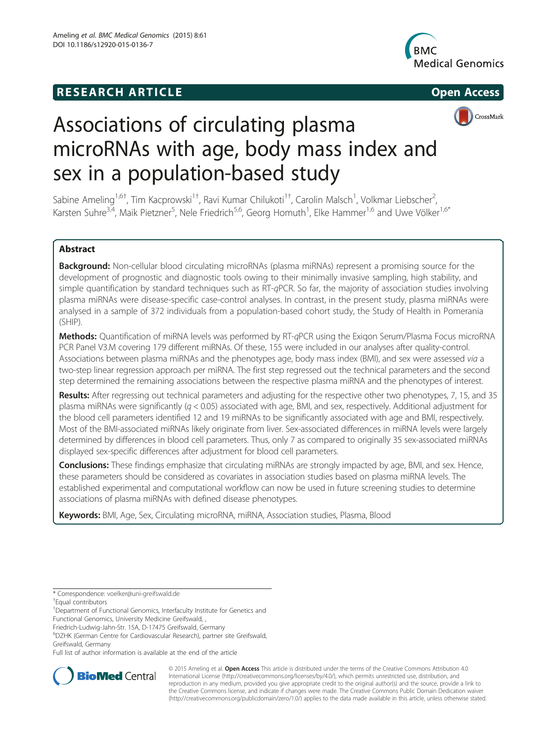RESEARCH ARTICLE

Open Access

# Associations of circulating plasma microRNAs with age, body mass index and sex in a population-based study

Sabine Ameling[1,6†], Tim Kacprowski[1†], Ravi Kumar Chilukoti[1†], Carolin Malsch[1], Volkmar Liebscher[2], Karsten Suhre[3,4], Maik Pietzner[5], Nele Friedrich[5,6], Georg Homuth[1], Elke Hammer[1,6] and Uwe Völker[1,6*]

## Abstract

**Background:** Non-cellular blood circulating microRNAs (plasma miRNAs) represent a promising source for the development of prognostic and diagnostic tools owing to their minimally invasive sampling, high stability, and simple quantification by standard techniques such as RT-*q*PCR. So far, the majority of association studies involving plasma miRNAs were disease-specific case-control analyses. In contrast, in the present study, plasma miRNAs were analysed in a sample of 372 individuals from a population-based cohort study, the Study of Health in Pomerania (SHIP).

**Methods:** Quantification of miRNA levels was performed by RT-*q*PCR using the Exiqon Serum/Plasma Focus microRNA PCR Panel V3.M covering 179 different miRNAs. Of these, 155 were included in our analyses after quality-control. Associations between plasma miRNAs and the phenotypes age, body mass index (BMI), and sex were assessed *via* a two-step linear regression approach per miRNA. The first step regressed out the technical parameters and the second step determined the remaining associations between the respective plasma miRNA and the phenotypes of interest.

**Results:** After regressing out technical parameters and adjusting for the respective other two phenotypes, 7, 15, and 35 plasma miRNAs were significantly ($q < 0.05$) associated with age, BMI, and sex, respectively. Additional adjustment for the blood cell parameters identified 12 and 19 miRNAs to be significantly associated with age and BMI, respectively. Most of the BMI-associated miRNAs likely originate from liver. Sex-associated differences in miRNA levels were largely determined by differences in blood cell parameters. Thus, only 7 as compared to originally 35 sex-associated miRNAs displayed sex-specific differences after adjustment for blood cell parameters.

**Conclusions:** These findings emphasize that circulating miRNAs are strongly impacted by age, BMI, and sex. Hence, these parameters should be considered as covariates in association studies based on plasma miRNA levels. The established experimental and computational workflow can now be used in future screening studies to determine associations of plasma miRNAs with defined disease phenotypes.

**Keywords:** BMI, Age, Sex, Circulating microRNA, miRNA, Association studies, Plasma, Blood

---

\* Correspondence: voelker@uni-greifswald.de

†Equal contributors

[1]Department of Functional Genomics, Interfaculty Institute for Genetics and Functional Genomics, University Medicine Greifswald, , Friedrich-Ludwig-Jahn-Str. 15A, D-17475 Greifswald, Germany

[6]DZHK (German Centre for Cardiovascular Research), partner site Greifswald, Greifswald, Germany

Full list of author information is available at the end of the article

© 2015 Ameling et al. **Open Access** This article is distributed under the terms of the Creative Commons Attribution 4.0 International License (http://creativecommons.org/licenses/by/4.0/), which permits unrestricted use, distribution, and reproduction in any medium, provided you give appropriate credit to the original author(s) and the source, provide a link to the Creative Commons license, and indicate if changes were made. The Creative Commons Public Domain Dedication waiver (http://creativecommons.org/publicdomain/zero/1.0/) applies to the data made available in this article, unless otherwise stated.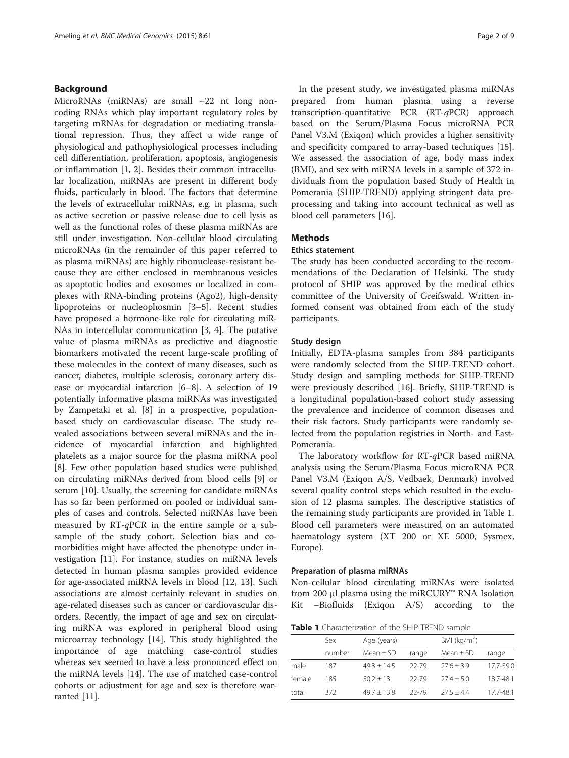## Background

MicroRNAs (miRNAs) are small ~22 nt long non-coding RNAs which play important regulatory roles by targeting mRNAs for degradation or mediating translational repression. Thus, they affect a wide range of physiological and pathophysiological processes including cell differentiation, proliferation, apoptosis, angiogenesis or inflammation [1, 2]. Besides their common intracellular localization, miRNAs are present in different body fluids, particularly in blood. The factors that determine the levels of extracellular miRNAs, e.g. in plasma, such as active secretion or passive release due to cell lysis as well as the functional roles of these plasma miRNAs are still under investigation. Non-cellular blood circulating microRNAs (in the remainder of this paper referred to as plasma miRNAs) are highly ribonuclease-resistant because they are either enclosed in membranous vesicles as apoptotic bodies and exosomes or localized in complexes with RNA-binding proteins (Ago2), high-density lipoproteins or nucleophosmin [3–5]. Recent studies have proposed a hormone-like role for circulating miRNAs in intercellular communication [3, 4]. The putative value of plasma miRNAs as predictive and diagnostic biomarkers motivated the recent large-scale profiling of these molecules in the context of many diseases, such as cancer, diabetes, multiple sclerosis, coronary artery disease or myocardial infarction [6–8]. A selection of 19 potentially informative plasma miRNAs was investigated by Zampetaki et al. [8] in a prospective, population-based study on cardiovascular disease. The study revealed associations between several miRNAs and the incidence of myocardial infarction and highlighted platelets as a major source for the plasma miRNA pool [8]. Few other population based studies were published on circulating miRNAs derived from blood cells [9] or serum [10]. Usually, the screening for candidate miRNAs has so far been performed on pooled or individual samples of cases and controls. Selected miRNAs have been measured by RT-*q*PCR in the entire sample or a subsample of the study cohort. Selection bias and comorbidities might have affected the phenotype under investigation [11]. For instance, studies on miRNA levels detected in human plasma samples provided evidence for age-associated miRNA levels in blood [12, 13]. Such associations are almost certainly relevant in studies on age-related diseases such as cancer or cardiovascular disorders. Recently, the impact of age and sex on circulating miRNA was explored in peripheral blood using microarray technology [14]. This study highlighted the importance of age matching case-control studies whereas sex seemed to have a less pronounced effect on the miRNA levels [14]. The use of matched case-control cohorts or adjustment for age and sex is therefore warranted [11].

In the present study, we investigated plasma miRNAs prepared from human plasma using a reverse transcription-quantitative PCR (RT-*q*PCR) approach based on the Serum/Plasma Focus microRNA PCR Panel V3.M (Exiqon) which provides a higher sensitivity and specificity compared to array-based techniques [15]. We assessed the association of age, body mass index (BMI), and sex with miRNA levels in a sample of 372 individuals from the population based Study of Health in Pomerania (SHIP-TREND) applying stringent data pre-processing and taking into account technical as well as blood cell parameters [16].

## Methods

### Ethics statement

The study has been conducted according to the recommendations of the Declaration of Helsinki. The study protocol of SHIP was approved by the medical ethics committee of the University of Greifswald. Written informed consent was obtained from each of the study participants.

### Study design

Initially, EDTA-plasma samples from 384 participants were randomly selected from the SHIP-TREND cohort. Study design and sampling methods for SHIP-TREND were previously described [16]. Briefly, SHIP-TREND is a longitudinal population-based cohort study assessing the prevalence and incidence of common diseases and their risk factors. Study participants were randomly selected from the population registries in North- and East-Pomerania.

The laboratory workflow for RT-*q*PCR based miRNA analysis using the Serum/Plasma Focus microRNA PCR Panel V3.M (Exiqon A/S, Vedbaek, Denmark) involved several quality control steps which resulted in the exclusion of 12 plasma samples. The descriptive statistics of the remaining study participants are provided in Table 1. Blood cell parameters were measured on an automated haematology system (XT 200 or XE 5000, Sysmex, Europe).

### Preparation of plasma miRNAs

Non-cellular blood circulating miRNAs were isolated from 200 µl plasma using the miRCURY™ RNA Isolation Kit –Biofluids (Exiqon A/S) according to the

**Table 1** Characterization of the SHIP-TREND sample

| | Sex | Age (years) | | BMI (kg/m$^2$) | |
|---|---|---|---|---|---|
| | number | Mean ± SD | range | Mean ± SD | range |
| male | 187 | 49.3 ± 14.5 | 22-79 | 27.6 ± 3.9 | 17.7-39.0 |
| female | 185 | 50.2 ± 13 | 22-79 | 27.4 ± 5.0 | 18.7-48.1 |
| total | 372 | 49.7 ± 13.8 | 22-79 | 27.5 ± 4.4 | 17.7-48.1 |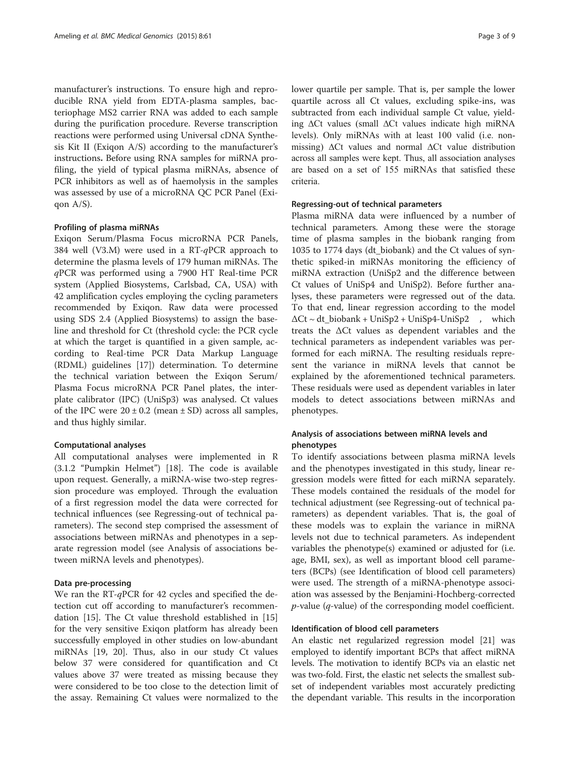manufacturer's instructions. To ensure high and reproducible RNA yield from EDTA-plasma samples, bacteriophage MS2 carrier RNA was added to each sample during the purification procedure. Reverse transcription reactions were performed using Universal cDNA Synthesis Kit II (Exiqon A/S) according to the manufacturer's instructions**.** Before using RNA samples for miRNA profiling, the yield of typical plasma miRNAs, absence of PCR inhibitors as well as of haemolysis in the samples was assessed by use of a microRNA QC PCR Panel (Exiqon A/S).

#### Profiling of plasma miRNAs

Exiqon Serum/Plasma Focus microRNA PCR Panels, 384 well (V3.M) were used in a RT-*q*PCR approach to determine the plasma levels of 179 human miRNAs. The *q*PCR was performed using a 7900 HT Real-time PCR system (Applied Biosystems, Carlsbad, CA, USA) with 42 amplification cycles employing the cycling parameters recommended by Exiqon. Raw data were processed using SDS 2.4 (Applied Biosystems) to assign the baseline and threshold for Ct (threshold cycle: the PCR cycle at which the target is quantified in a given sample, according to Real-time PCR Data Markup Language (RDML) guidelines [17]) determination. To determine the technical variation between the Exiqon Serum/Plasma Focus microRNA PCR Panel plates, the interplate calibrator (IPC) (UniSp3) was analysed. Ct values of the IPC were $20 \pm 0.2$ (mean ± SD) across all samples, and thus highly similar.

#### Computational analyses

All computational analyses were implemented in R (3.1.2 "Pumpkin Helmet") [18]. The code is available upon request. Generally, a miRNA-wise two-step regression procedure was employed. Through the evaluation of a first regression model the data were corrected for technical influences (see Regressing-out of technical parameters). The second step comprised the assessment of associations between miRNAs and phenotypes in a separate regression model (see Analysis of associations between miRNA levels and phenotypes).

#### Data pre-processing

We ran the RT-*q*PCR for 42 cycles and specified the detection cut off according to manufacturer's recommendation [15]. The Ct value threshold established in [15] for the very sensitive Exiqon platform has already been successfully employed in other studies on low-abundant miRNAs [19, 20]. Thus, also in our study Ct values below 37 were considered for quantification and Ct values above 37 were treated as missing because they were considered to be too close to the detection limit of the assay. Remaining Ct values were normalized to the lower quartile per sample. That is, per sample the lower quartile across all Ct values, excluding spike-ins, was subtracted from each individual sample Ct value, yielding ΔCt values (small ΔCt values indicate high miRNA levels). Only miRNAs with at least 100 valid (i.e. non-missing) ΔCt values and normal ΔCt value distribution across all samples were kept. Thus, all association analyses are based on a set of 155 miRNAs that satisfied these criteria.

#### Regressing-out of technical parameters

Plasma miRNA data were influenced by a number of technical parameters. Among these were the storage time of plasma samples in the biobank ranging from 1035 to 1774 days (dt_biobank) and the Ct values of synthetic spiked-in miRNAs monitoring the efficiency of miRNA extraction (UniSp2 and the difference between Ct values of UniSp4 and UniSp2). Before further analyses, these parameters were regressed out of the data. To that end, linear regression according to the model ΔCt ~ dt_biobank + UniSp2 + UniSp4-UniSp2 , which treats the ΔCt values as dependent variables and the technical parameters as independent variables was performed for each miRNA. The resulting residuals represent the variance in miRNA levels that cannot be explained by the aforementioned technical parameters. These residuals were used as dependent variables in later models to detect associations between miRNAs and phenotypes.

#### Analysis of associations between miRNA levels and phenotypes

To identify associations between plasma miRNA levels and the phenotypes investigated in this study, linear regression models were fitted for each miRNA separately. These models contained the residuals of the model for technical adjustment (see Regressing-out of technical parameters) as dependent variables. That is, the goal of these models was to explain the variance in miRNA levels not due to technical parameters. As independent variables the phenotype(s) examined or adjusted for (i.e. age, BMI, sex), as well as important blood cell parameters (BCPs) (see Identification of blood cell parameters) were used. The strength of a miRNA-phenotype association was assessed by the Benjamini-Hochberg-corrected *p*-value (*q*-value) of the corresponding model coefficient.

#### Identification of blood cell parameters

An elastic net regularized regression model [21] was employed to identify important BCPs that affect miRNA levels. The motivation to identify BCPs via an elastic net was two-fold. First, the elastic net selects the smallest subset of independent variables most accurately predicting the dependant variable. This results in the incorporation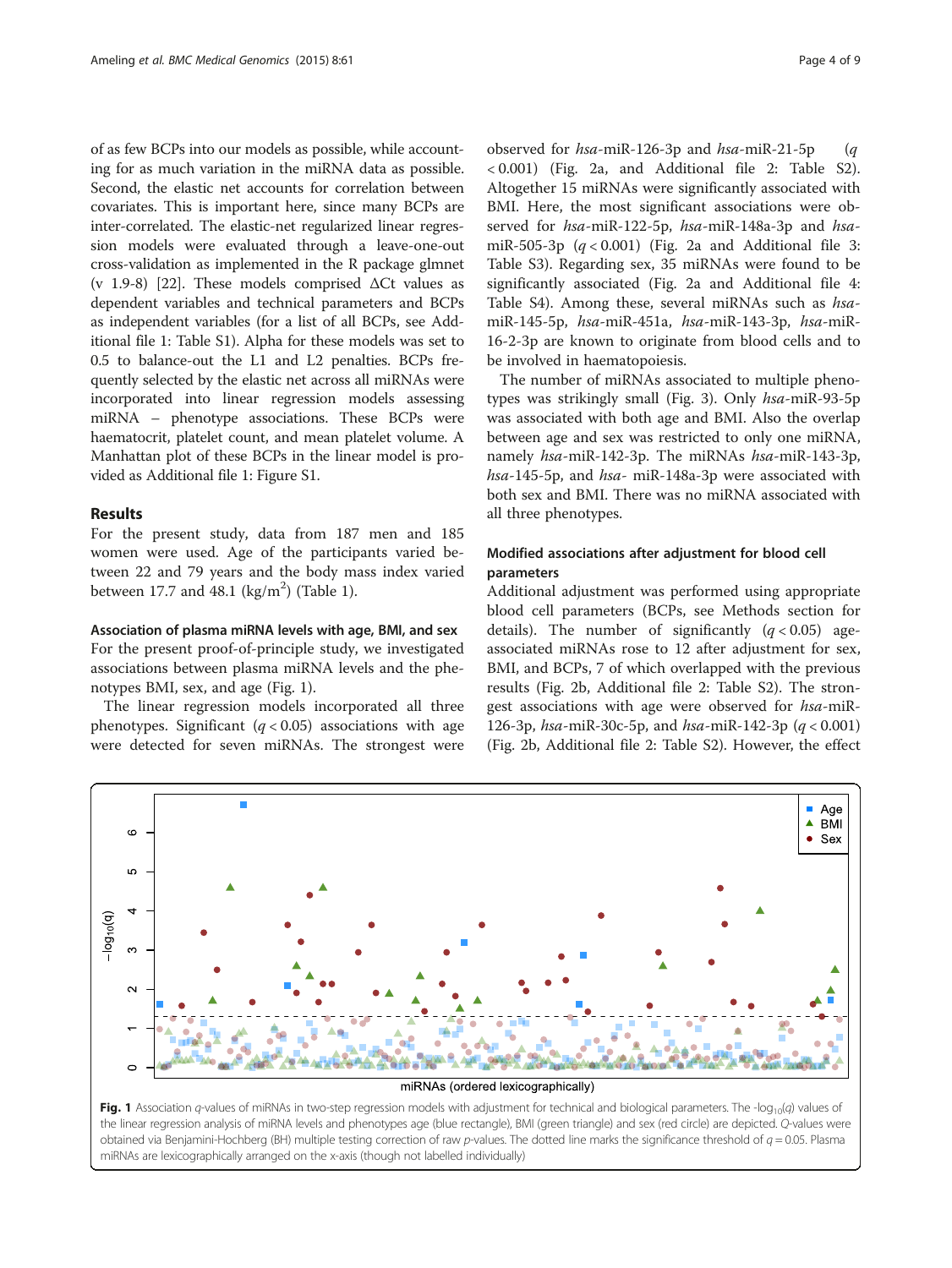of as few BCPs into our models as possible, while accounting for as much variation in the miRNA data as possible. Second, the elastic net accounts for correlation between covariates. This is important here, since many BCPs are inter-correlated. The elastic-net regularized linear regression models were evaluated through a leave-one-out cross-validation as implemented in the R package glmnet (v 1.9-8) [22]. These models comprised ΔCt values as dependent variables and technical parameters and BCPs as independent variables (for a list of all BCPs, see Additional file 1: Table S1). Alpha for these models was set to 0.5 to balance-out the L1 and L2 penalties. BCPs frequently selected by the elastic net across all miRNAs were incorporated into linear regression models assessing miRNA – phenotype associations. These BCPs were haematocrit, platelet count, and mean platelet volume. A Manhattan plot of these BCPs in the linear model is provided as Additional file 1: Figure S1.

## Results

For the present study, data from 187 men and 185 women were used. Age of the participants varied between 22 and 79 years and the body mass index varied between 17.7 and 48.1 (kg/m$^2$) (Table 1).

### Association of plasma miRNA levels with age, BMI, and sex

For the present proof-of-principle study, we investigated associations between plasma miRNA levels and the phenotypes BMI, sex, and age (Fig. 1).

The linear regression models incorporated all three phenotypes. Significant ($q < 0.05$) associations with age were detected for seven miRNAs. The strongest were observed for *hsa*-miR-126-3p and *hsa*-miR-21-5p ($q < 0.001$) (Fig. 2a, and Additional file 2: Table S2). Altogether 15 miRNAs were significantly associated with BMI. Here, the most significant associations were observed for *hsa*-miR-122-5p, *hsa*-miR-148a-3p and *hsa*-miR-505-3p ($q < 0.001$) (Fig. 2a and Additional file 3: Table S3). Regarding sex, 35 miRNAs were found to be significantly associated (Fig. 2a and Additional file 4: Table S4). Among these, several miRNAs such as *hsa*-miR-145-5p, *hsa*-miR-451a, *hsa*-miR-143-3p, *hsa*-miR-16-2-3p are known to originate from blood cells and to be involved in haematopoiesis.

The number of miRNAs associated to multiple phenotypes was strikingly small (Fig. 3). Only *hsa*-miR-93-5p was associated with both age and BMI. Also the overlap between age and sex was restricted to only one miRNA, namely *hsa*-miR-142-3p. The miRNAs *hsa*-miR-143-3p, *hsa*-145-5p, and *hsa*- miR-148a-3p were associated with both sex and BMI. There was no miRNA associated with all three phenotypes.

### Modified associations after adjustment for blood cell parameters

Additional adjustment was performed using appropriate blood cell parameters (BCPs, see Methods section for details). The number of significantly ($q < 0.05$) age-associated miRNAs rose to 12 after adjustment for sex, BMI, and BCPs, 7 of which overlapped with the previous results (Fig. 2b, Additional file 2: Table S2). The strongest associations with age were observed for *hsa*-miR-126-3p, *hsa*-miR-30c-5p, and *hsa*-miR-142-3p ($q < 0.001$) (Fig. 2b, Additional file 2: Table S2). However, the effect

Age
BMI
Sex
$-\log_{10}(q)$
0 1 2 3 4 5 6
miRNAs (ordered lexicographically)

**Fig. 1** Association *q*-values of miRNAs in two-step regression models with adjustment for technical and biological parameters. The $-\log_{10}(q)$ values of the linear regression analysis of miRNA levels and phenotypes age (blue rectangle), BMI (green triangle) and sex (red circle) are depicted. *Q*-values were obtained via Benjamini-Hochberg (BH) multiple testing correction of raw *p*-values. The dotted line marks the significance threshold of $q = 0.05$. Plasma miRNAs are lexicographically arranged on the x-axis (though not labelled individually)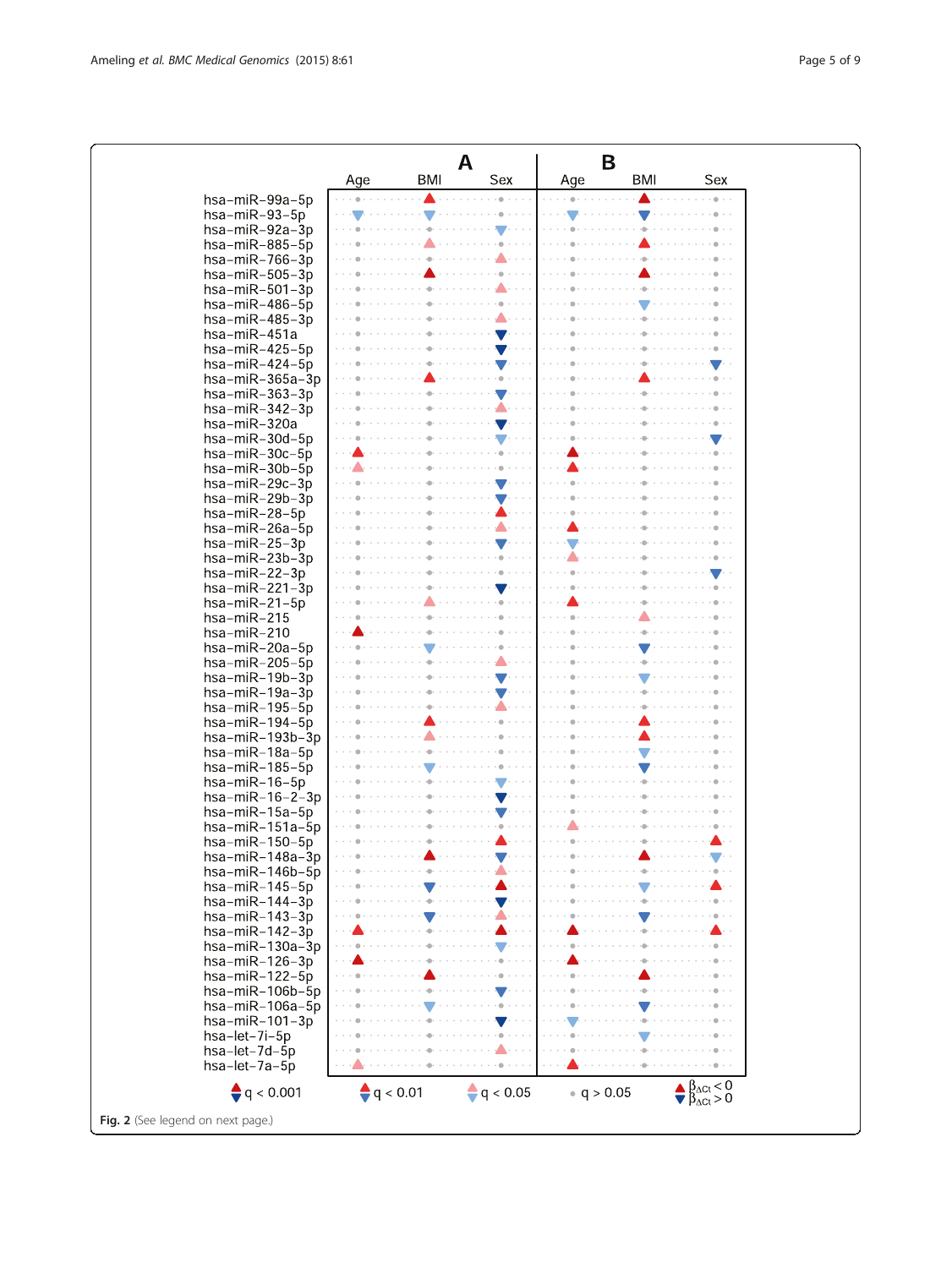A

B

Age BMI Sex

Age BMI Sex

hsa−miR−99a−5p
hsa−miR−93−5p
hsa−miR−92a−3p
hsa−miR−885−5p
hsa−miR−766−3p
hsa−miR−505−3p
hsa−miR−501−3p
hsa−miR−486−5p
hsa−miR−485−3p
hsa−miR−451a
hsa−miR−425−5p
hsa−miR−424−5p
hsa−miR−365a−3p
hsa−miR−363−3p
hsa−miR−342−3p
hsa−miR−320a
hsa−miR−30d−5p
hsa−miR−30c−5p
hsa−miR−30b−5p
hsa−miR−29c−3p
hsa−miR−29b−3p
hsa−miR−28−5p
hsa−miR−26a−5p
hsa−miR−25−3p
hsa−miR−23b−3p
hsa−miR−22−3p
hsa−miR−221−3p
hsa−miR−21−5p
hsa−miR−215
hsa−miR−210
hsa−miR−20a−5p
hsa−miR−205−5p
hsa−miR−19b−3p
hsa−miR−19a−3p
hsa−miR−195−5p
hsa−miR−194−5p
hsa−miR−193b−3p
hsa−miR−18a−5p
hsa−miR−185−5p
hsa−miR−16−5p
hsa−miR−16−2−3p
hsa−miR−15a−5p
hsa−miR−151a−5p
hsa−miR−150−5p
hsa−miR−148a−3p
hsa−miR−146b−5p
hsa−miR−145−5p
hsa−miR−144−3p
hsa−miR−143−3p
hsa−miR−142−3p
hsa−miR−130a−3p
hsa−miR−126−3p
hsa−miR−122−5p
hsa−miR−106b−5p
hsa−miR−106a−5p
hsa−miR−101−3p
hsa−let−7i−5p
hsa−let−7d−5p
hsa−let−7a−5p

q < 0.001 q < 0.01 q < 0.05 q > 0.05 $\beta_{\Delta Ct} < 0$ $\beta_{\Delta Ct} > 0$

**Fig. 2** (See legend on next page.)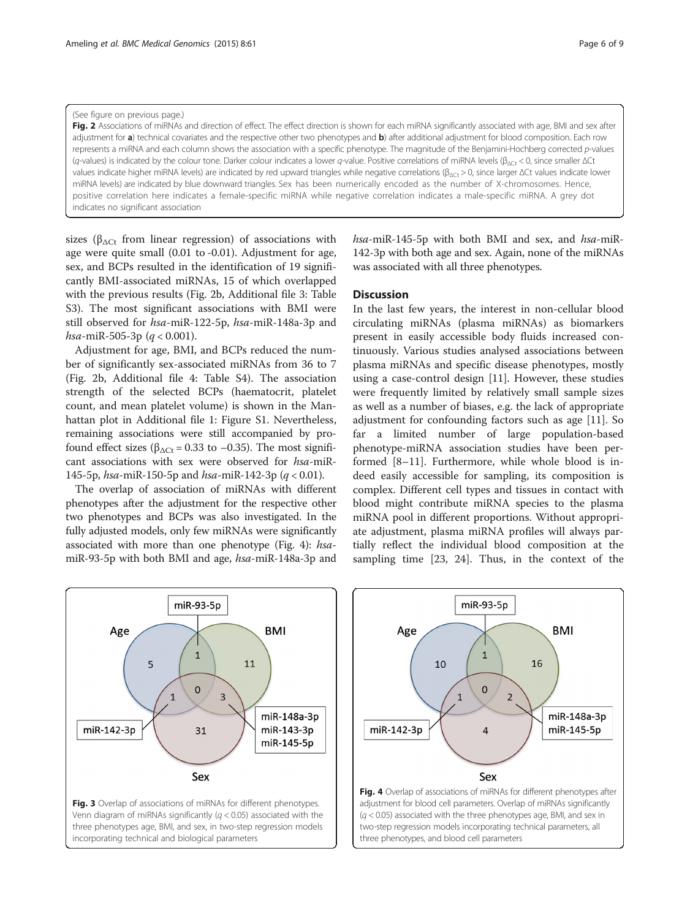(See figure on previous page.)

**Fig. 2** Associations of miRNAs and direction of effect. The effect direction is shown for each miRNA significantly associated with age, BMI and sex after adjustment for **a**) technical covariates and the respective other two phenotypes and **b**) after additional adjustment for blood composition. Each row represents a miRNA and each column shows the association with a specific phenotype. The magnitude of the Benjamini-Hochberg corrected *p*-values (*q*-values) is indicated by the colour tone. Darker colour indicates a lower *q*-value. Positive correlations of miRNA levels ($\beta_{\Delta Ct} < 0$, since smaller ΔCt values indicate higher miRNA levels) are indicated by red upward triangles while negative correlations ($\beta_{\Delta Ct} > 0$, since larger ΔCt values indicate lower miRNA levels) are indicated by blue downward triangles. Sex has been numerically encoded as the number of X-chromosomes. Hence, positive correlation here indicates a female-specific miRNA while negative correlation indicates a male-specific miRNA. A grey dot indicates no significant association

sizes ($\beta_{\Delta Ct}$ from linear regression) of associations with age were quite small (0.01 to -0.01). Adjustment for age, sex, and BCPs resulted in the identification of 19 significantly BMI-associated miRNAs, 15 of which overlapped with the previous results (Fig. 2b, Additional file 3: Table S3). The most significant associations with BMI were still observed for *hsa*-miR-122-5p, *hsa*-miR-148a-3p and *hsa*-miR-505-3p ($q < 0.001$).

Adjustment for age, BMI, and BCPs reduced the number of significantly sex-associated miRNAs from 36 to 7 (Fig. 2b, Additional file 4: Table S4). The association strength of the selected BCPs (haematocrit, platelet count, and mean platelet volume) is shown in the Manhattan plot in Additional file 1: Figure S1. Nevertheless, remaining associations were still accompanied by profound effect sizes ($\beta_{\Delta Ct} = 0.33$ to $-0.35$). The most significant associations with sex were observed for *hsa*-miR-145-5p, *hsa*-miR-150-5p and *hsa*-miR-142-3p ($q < 0.01$).

The overlap of association of miRNAs with different phenotypes after the adjustment for the respective other two phenotypes and BCPs was also investigated. In the fully adjusted models, only few miRNAs were significantly associated with more than one phenotype (Fig. 4): *hsa*-miR-93-5p with both BMI and age, *hsa*-miR-148a-3p and *hsa*-miR-145-5p with both BMI and sex, and *hsa*-miR-142-3p with both age and sex. Again, none of the miRNAs was associated with all three phenotypes.

## Discussion

In the last few years, the interest in non-cellular blood circulating miRNAs (plasma miRNAs) as biomarkers present in easily accessible body fluids increased continuously. Various studies analysed associations between plasma miRNAs and specific disease phenotypes, mostly using a case-control design [11]. However, these studies were frequently limited by relatively small sample sizes as well as a number of biases, e.g. the lack of appropriate adjustment for confounding factors such as age [11]. So far a limited number of large population-based phenotype-miRNA association studies have been performed [8–11]. Furthermore, while whole blood is indeed easily accessible for sampling, its composition is complex. Different cell types and tissues in contact with blood might contribute miRNA species to the plasma miRNA pool in different proportions. Without appropriate adjustment, plasma miRNA profiles will always partially reflect the individual blood composition at the sampling time [23, 24]. Thus, in the context of the

Age
BMI
Sex
miR-93-5p
miR-142-3p
miR-148a-3p
miR-143-3p
miR-145-5p
5
1
11
1
0
3
31

**Fig. 3** Overlap of associations of miRNAs for different phenotypes. Venn diagram of miRNAs significantly ($q < 0.05$) associated with the three phenotypes age, BMI, and sex, in two-step regression models incorporating technical and biological parameters

Age
BMI
Sex
miR-93-5p
miR-142-3p
miR-148a-3p
miR-145-5p
10
1
16
1
0
2
4

**Fig. 4** Overlap of associations of miRNAs for different phenotypes after adjustment for blood cell parameters. Overlap of miRNAs significantly ($q < 0.05$) associated with the three phenotypes age, BMI, and sex in two-step regression models incorporating technical parameters, all three phenotypes, and blood cell parameters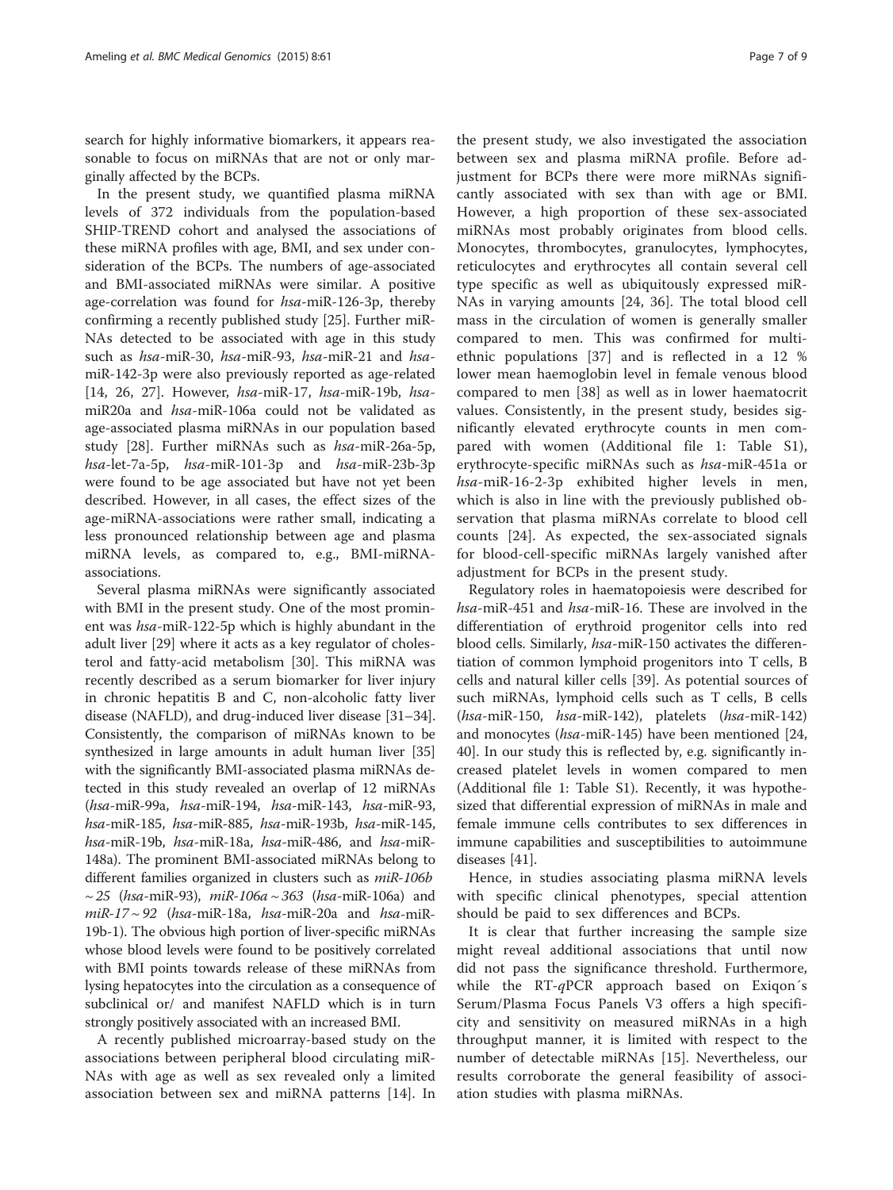search for highly informative biomarkers, it appears reasonable to focus on miRNAs that are not or only marginally affected by the BCPs.

In the present study, we quantified plasma miRNA levels of 372 individuals from the population-based SHIP-TREND cohort and analysed the associations of these miRNA profiles with age, BMI, and sex under consideration of the BCPs. The numbers of age-associated and BMI-associated miRNAs were similar. A positive age-correlation was found for *hsa*-miR-126-3p, thereby confirming a recently published study [25]. Further miRNAs detected to be associated with age in this study such as *hsa*-miR-30, *hsa*-miR-93, *hsa*-miR-21 and *hsa*-miR-142-3p were also previously reported as age-related [14, 26, 27]. However, *hsa*-miR-17, *hsa*-miR-19b, *hsa*-miR20a and *hsa*-miR-106a could not be validated as age-associated plasma miRNAs in our population based study [28]. Further miRNAs such as *hsa*-miR-26a-5p, *hsa*-let-7a-5p, *hsa*-miR-101-3p and *hsa*-miR-23b-3p were found to be age associated but have not yet been described. However, in all cases, the effect sizes of the age-miRNA-associations were rather small, indicating a less pronounced relationship between age and plasma miRNA levels, as compared to, e.g., BMI-miRNA-associations.

Several plasma miRNAs were significantly associated with BMI in the present study. One of the most prominent was *hsa*-miR-122-5p which is highly abundant in the adult liver [29] where it acts as a key regulator of cholesterol and fatty-acid metabolism [30]. This miRNA was recently described as a serum biomarker for liver injury in chronic hepatitis B and C, non-alcoholic fatty liver disease (NAFLD), and drug-induced liver disease [31–34]. Consistently, the comparison of miRNAs known to be synthesized in large amounts in adult human liver [35] with the significantly BMI-associated plasma miRNAs detected in this study revealed an overlap of 12 miRNAs (*hsa*-miR-99a, *hsa*-miR-194, *hsa*-miR-143, *hsa*-miR-93, *hsa*-miR-185, *hsa*-miR-885, *hsa*-miR-193b, *hsa*-miR-145, *hsa*-miR-19b, *hsa*-miR-18a, *hsa*-miR-486, and *hsa*-miR-148a). The prominent BMI-associated miRNAs belong to different families organized in clusters such as *miR-106b ~ 25* (*hsa*-miR-93), *miR-106a ~ 363* (*hsa*-miR-106a) and *miR-17 ~ 92* (*hsa*-miR-18a, *hsa*-miR-20a and *hsa*-miR-19b-1). The obvious high portion of liver-specific miRNAs whose blood levels were found to be positively correlated with BMI points towards release of these miRNAs from lysing hepatocytes into the circulation as a consequence of subclinical or/ and manifest NAFLD which is in turn strongly positively associated with an increased BMI.

A recently published microarray-based study on the associations between peripheral blood circulating miRNAs with age as well as sex revealed only a limited association between sex and miRNA patterns [14]. In the present study, we also investigated the association between sex and plasma miRNA profile. Before adjustment for BCPs there were more miRNAs significantly associated with sex than with age or BMI. However, a high proportion of these sex-associated miRNAs most probably originates from blood cells. Monocytes, thrombocytes, granulocytes, lymphocytes, reticulocytes and erythrocytes all contain several cell type specific as well as ubiquitously expressed miRNAs in varying amounts [24, 36]. The total blood cell mass in the circulation of women is generally smaller compared to men. This was confirmed for multi-ethnic populations [37] and is reflected in a 12 % lower mean haemoglobin level in female venous blood compared to men [38] as well as in lower haematocrit values. Consistently, in the present study, besides significantly elevated erythrocyte counts in men compared with women (Additional file 1: Table S1), erythrocyte-specific miRNAs such as *hsa*-miR-451a or *hsa*-miR-16-2-3p exhibited higher levels in men, which is also in line with the previously published observation that plasma miRNAs correlate to blood cell counts [24]. As expected, the sex-associated signals for blood-cell-specific miRNAs largely vanished after adjustment for BCPs in the present study.

Regulatory roles in haematopoiesis were described for *hsa*-miR-451 and *hsa*-miR-16. These are involved in the differentiation of erythroid progenitor cells into red blood cells. Similarly, *hsa*-miR-150 activates the differentiation of common lymphoid progenitors into T cells, B cells and natural killer cells [39]. As potential sources of such miRNAs, lymphoid cells such as T cells, B cells (*hsa*-miR-150, *hsa*-miR-142), platelets (*hsa*-miR-142) and monocytes (*hsa*-miR-145) have been mentioned [24, 40]. In our study this is reflected by, e.g. significantly increased platelet levels in women compared to men (Additional file 1: Table S1). Recently, it was hypothesized that differential expression of miRNAs in male and female immune cells contributes to sex differences in immune capabilities and susceptibilities to autoimmune diseases [41].

Hence, in studies associating plasma miRNA levels with specific clinical phenotypes, special attention should be paid to sex differences and BCPs.

It is clear that further increasing the sample size might reveal additional associations that until now did not pass the significance threshold. Furthermore, while the RT-*q*PCR approach based on Exiqon´s Serum/Plasma Focus Panels V3 offers a high specificity and sensitivity on measured miRNAs in a high throughput manner, it is limited with respect to the number of detectable miRNAs [15]. Nevertheless, our results corroborate the general feasibility of association studies with plasma miRNAs.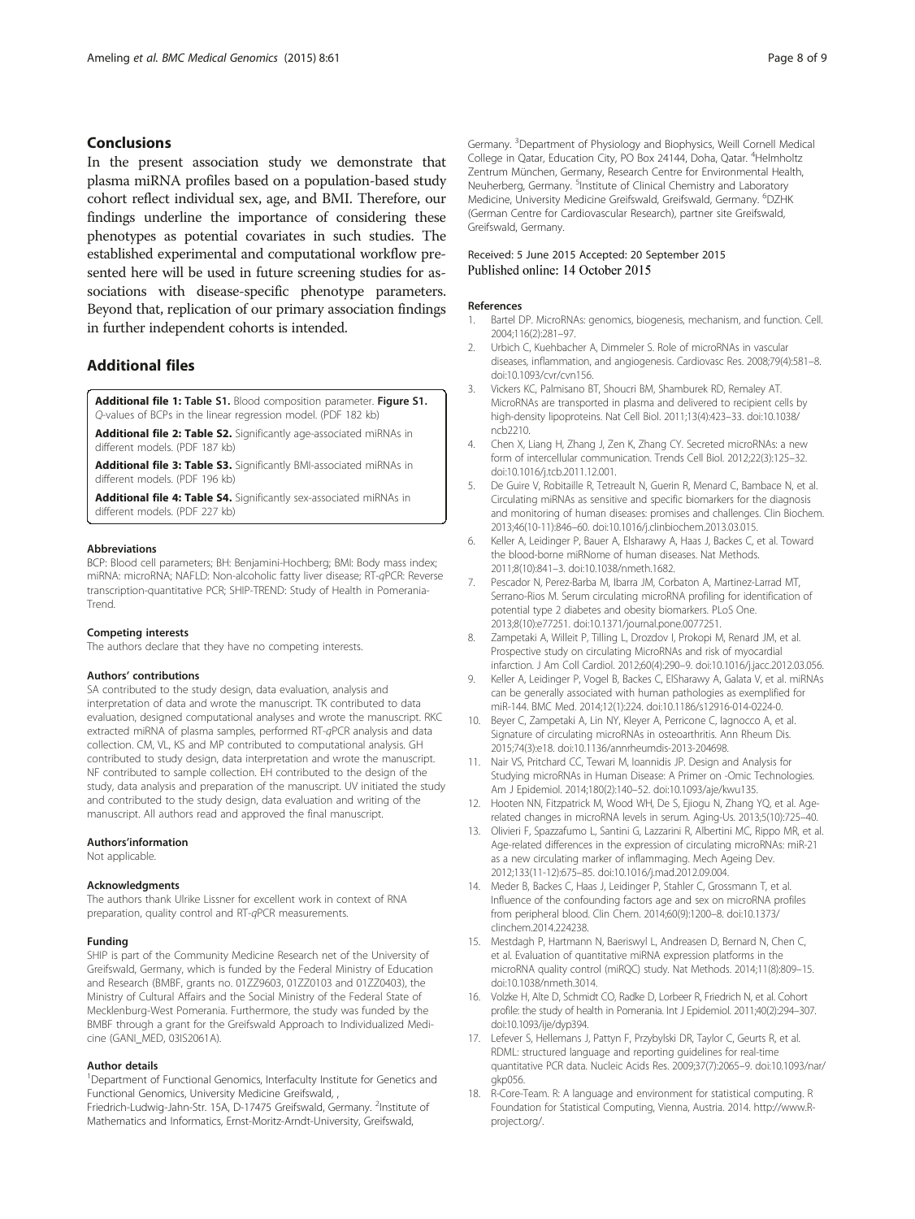## Conclusions

In the present association study we demonstrate that plasma miRNA profiles based on a population-based study cohort reflect individual sex, age, and BMI. Therefore, our findings underline the importance of considering these phenotypes as potential covariates in such studies. The established experimental and computational workflow presented here will be used in future screening studies for associations with disease-specific phenotype parameters. Beyond that, replication of our primary association findings in further independent cohorts is intended.

## Additional files

**Additional file 1: Table S1.** Blood composition parameter. **Figure S1.** *Q*-values of BCPs in the linear regression model. (PDF 182 kb)

**Additional file 2: Table S2.** Significantly age-associated miRNAs in different models. (PDF 187 kb)

**Additional file 3: Table S3.** Significantly BMI-associated miRNAs in different models. (PDF 196 kb)

**Additional file 4: Table S4.** Significantly sex-associated miRNAs in different models. (PDF 227 kb)

#### Abbreviations

BCP: Blood cell parameters; BH: Benjamini-Hochberg; BMI: Body mass index; miRNA: microRNA; NAFLD: Non-alcoholic fatty liver disease; RT-*q*PCR: Reverse transcription-quantitative PCR; SHIP-TREND: Study of Health in Pomerania-Trend.

#### Competing interests

The authors declare that they have no competing interests.

#### Authors' contributions

SA contributed to the study design, data evaluation, analysis and interpretation of data and wrote the manuscript. TK contributed to data evaluation, designed computational analyses and wrote the manuscript. RKC extracted miRNA of plasma samples, performed RT-*q*PCR analysis and data collection. CM, VL, KS and MP contributed to computational analysis. GH contributed to study design, data interpretation and wrote the manuscript. NF contributed to sample collection. EH contributed to the design of the study, data analysis and preparation of the manuscript. UV initiated the study and contributed to the study design, data evaluation and writing of the manuscript. All authors read and approved the final manuscript.

#### Authors'information

Not applicable.

#### Acknowledgments

The authors thank Ulrike Lissner for excellent work in context of RNA preparation, quality control and RT-*q*PCR measurements.

#### Funding

SHIP is part of the Community Medicine Research net of the University of Greifswald, Germany, which is funded by the Federal Ministry of Education and Research (BMBF, grants no. 01ZZ9603, 01ZZ0103 and 01ZZ0403), the Ministry of Cultural Affairs and the Social Ministry of the Federal State of Mecklenburg-West Pomerania. Furthermore, the study was funded by the BMBF through a grant for the Greifswald Approach to Individualized Medicine (GANI_MED, 03IS2061A).

#### Author details

[1]Department of Functional Genomics, Interfaculty Institute for Genetics and Functional Genomics, University Medicine Greifswald, , Friedrich-Ludwig-Jahn-Str. 15A, D-17475 Greifswald, Germany. [2]Institute of Mathematics and Informatics, Ernst-Moritz-Arndt-University, Greifswald, Germany. [3]Department of Physiology and Biophysics, Weill Cornell Medical College in Qatar, Education City, PO Box 24144, Doha, Qatar. [4]Helmholtz Zentrum München, Germany, Research Centre for Environmental Health, Neuherberg, Germany. [5]Institute of Clinical Chemistry and Laboratory Medicine, University Medicine Greifswald, Greifswald, Germany. [6]DZHK (German Centre for Cardiovascular Research), partner site Greifswald, Greifswald, Germany.

Received: 5 June 2015 Accepted: 20 September 2015
Published online: 14 October 2015

#### References

1. Bartel DP. MicroRNAs: genomics, biogenesis, mechanism, and function. Cell. 2004;116(2):281–97.
2. Urbich C, Kuehbacher A, Dimmeler S. Role of microRNAs in vascular diseases, inflammation, and angiogenesis. Cardiovasc Res. 2008;79(4):581–8. doi:10.1093/cvr/cvn156.
3. Vickers KC, Palmisano BT, Shoucri BM, Shamburek RD, Remaley AT. MicroRNAs are transported in plasma and delivered to recipient cells by high-density lipoproteins. Nat Cell Biol. 2011;13(4):423–33. doi:10.1038/ncb2210.
4. Chen X, Liang H, Zhang J, Zen K, Zhang CY. Secreted microRNAs: a new form of intercellular communication. Trends Cell Biol. 2012;22(3):125–32. doi:10.1016/j.tcb.2011.12.001.
5. De Guire V, Robitaille R, Tetreault N, Guerin R, Menard C, Bambace N, et al. Circulating miRNAs as sensitive and specific biomarkers for the diagnosis and monitoring of human diseases: promises and challenges. Clin Biochem. 2013;46(10-11):846–60. doi:10.1016/j.clinbiochem.2013.03.015.
6. Keller A, Leidinger P, Bauer A, Elsharawy A, Haas J, Backes C, et al. Toward the blood-borne miRNome of human diseases. Nat Methods. 2011;8(10):841–3. doi:10.1038/nmeth.1682.
7. Pescador N, Perez-Barba M, Ibarra JM, Corbaton A, Martinez-Larrad MT, Serrano-Rios M. Serum circulating microRNA profiling for identification of potential type 2 diabetes and obesity biomarkers. PLoS One. 2013;8(10):e77251. doi:10.1371/journal.pone.0077251.
8. Zampetaki A, Willeit P, Tilling L, Drozdov I, Prokopi M, Renard JM, et al. Prospective study on circulating MicroRNAs and risk of myocardial infarction. J Am Coll Cardiol. 2012;60(4):290–9. doi:10.1016/j.jacc.2012.03.056.
9. Keller A, Leidinger P, Vogel B, Backes C, ElSharawy A, Galata V, et al. miRNAs can be generally associated with human pathologies as exemplified for miR-144. BMC Med. 2014;12(1):224. doi:10.1186/s12916-014-0224-0.
10. Beyer C, Zampetaki A, Lin NY, Kleyer A, Perricone C, Iagnocco A, et al. Signature of circulating microRNAs in osteoarthritis. Ann Rheum Dis. 2015;74(3):e18. doi:10.1136/annrheumdis-2013-204698.
11. Nair VS, Pritchard CC, Tewari M, Ioannidis JP. Design and Analysis for Studying microRNAs in Human Disease: A Primer on -Omic Technologies. Am J Epidemiol. 2014;180(2):140–52. doi:10.1093/aje/kwu135.
12. Hooten NN, Fitzpatrick M, Wood WH, De S, Ejiogu N, Zhang YQ, et al. Age-related changes in microRNA levels in serum. Aging-Us. 2013;5(10):725–40.
13. Olivieri F, Spazzafumo L, Santini G, Lazzarini R, Albertini MC, Rippo MR, et al. Age-related differences in the expression of circulating microRNAs: miR-21 as a new circulating marker of inflammaging. Mech Ageing Dev. 2012;133(11-12):675–85. doi:10.1016/j.mad.2012.09.004.
14. Meder B, Backes C, Haas J, Leidinger P, Stahler C, Grossmann T, et al. Influence of the confounding factors age and sex on microRNA profiles from peripheral blood. Clin Chem. 2014;60(9):1200–8. doi:10.1373/clinchem.2014.224238.
15. Mestdagh P, Hartmann N, Baeriswyl L, Andreasen D, Bernard N, Chen C, et al. Evaluation of quantitative miRNA expression platforms in the microRNA quality control (miRQC) study. Nat Methods. 2014;11(8):809–15. doi:10.1038/nmeth.3014.
16. Volzke H, Alte D, Schmidt CO, Radke D, Lorbeer R, Friedrich N, et al. Cohort profile: the study of health in Pomerania. Int J Epidemiol. 2011;40(2):294–307. doi:10.1093/ije/dyp394.
17. Lefever S, Hellemans J, Pattyn F, Przybylski DR, Taylor C, Geurts R, et al. RDML: structured language and reporting guidelines for real-time quantitative PCR data. Nucleic Acids Res. 2009;37(7):2065–9. doi:10.1093/nar/gkp056.
18. R-Core-Team. R: A language and environment for statistical computing. R Foundation for Statistical Computing, Vienna, Austria. 2014. http://www.R-project.org/.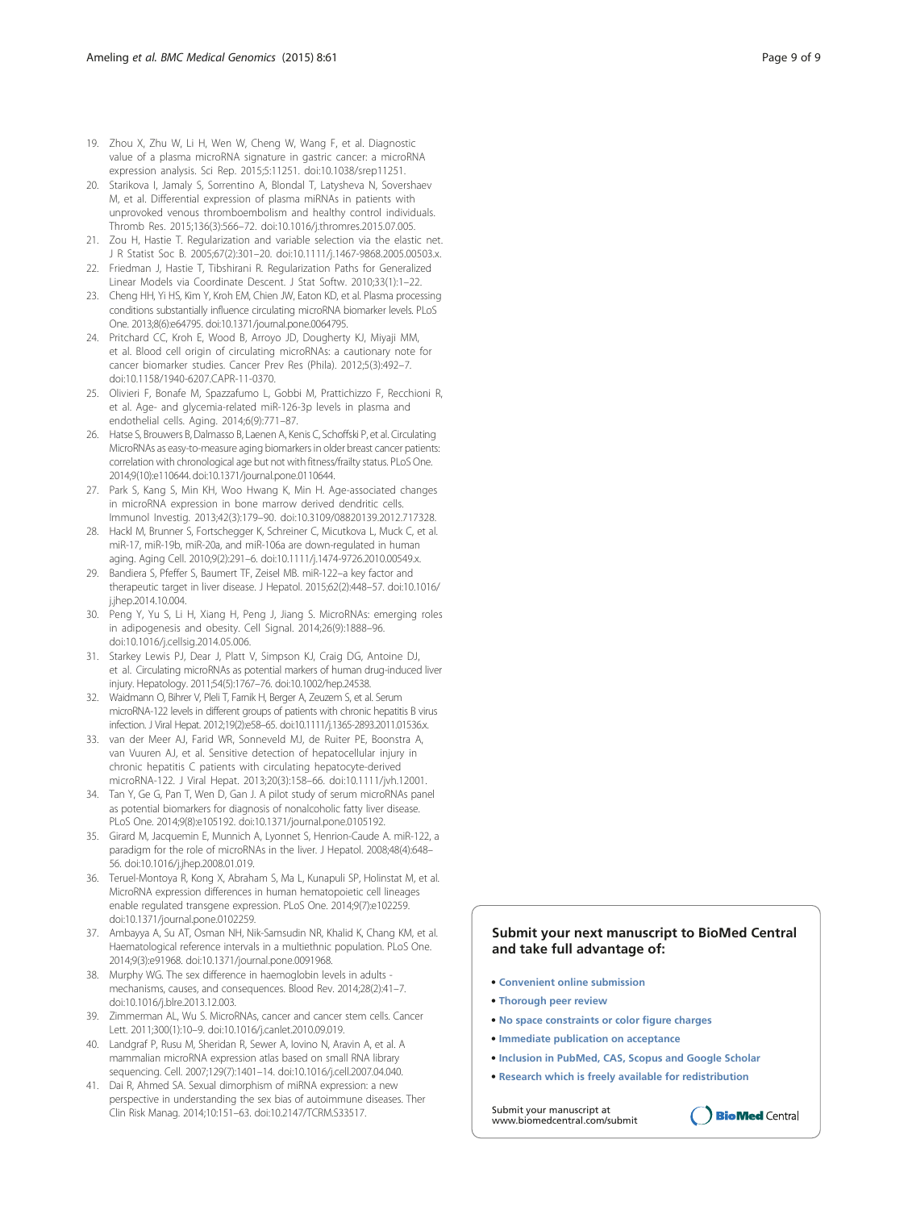19. Zhou X, Zhu W, Li H, Wen W, Cheng W, Wang F, et al. Diagnostic value of a plasma microRNA signature in gastric cancer: a microRNA expression analysis. Sci Rep. 2015;5:11251. doi:10.1038/srep11251.
20. Starikova I, Jamaly S, Sorrentino A, Blondal T, Latysheva N, Sovershaev M, et al. Differential expression of plasma miRNAs in patients with unprovoked venous thromboembolism and healthy control individuals. Thromb Res. 2015;136(3):566–72. doi:10.1016/j.thromres.2015.07.005.
21. Zou H, Hastie T. Regularization and variable selection via the elastic net. J R Statist Soc B. 2005;67(2):301–20. doi:10.1111/j.1467-9868.2005.00503.x.
22. Friedman J, Hastie T, Tibshirani R. Regularization Paths for Generalized Linear Models via Coordinate Descent. J Stat Softw. 2010;33(1):1–22.
23. Cheng HH, Yi HS, Kim Y, Kroh EM, Chien JW, Eaton KD, et al. Plasma processing conditions substantially influence circulating microRNA biomarker levels. PLoS One. 2013;8(6):e64795. doi:10.1371/journal.pone.0064795.
24. Pritchard CC, Kroh E, Wood B, Arroyo JD, Dougherty KJ, Miyaji MM, et al. Blood cell origin of circulating microRNAs: a cautionary note for cancer biomarker studies. Cancer Prev Res (Phila). 2012;5(3):492–7. doi:10.1158/1940-6207.CAPR-11-0370.
25. Olivieri F, Bonafe M, Spazzafumo L, Gobbi M, Prattichizzo F, Recchioni R, et al. Age- and glycemia-related miR-126-3p levels in plasma and endothelial cells. Aging. 2014;6(9):771–87.
26. Hatse S, Brouwers B, Dalmasso B, Laenen A, Kenis C, Schoffski P, et al. Circulating MicroRNAs as easy-to-measure aging biomarkers in older breast cancer patients: correlation with chronological age but not with fitness/frailty status. PLoS One. 2014;9(10):e110644. doi:10.1371/journal.pone.0110644.
27. Park S, Kang S, Min KH, Woo Hwang K, Min H. Age-associated changes in microRNA expression in bone marrow derived dendritic cells. Immunol Investig. 2013;42(3):179–90. doi:10.3109/08820139.2012.717328.
28. Hackl M, Brunner S, Fortschegger K, Schreiner C, Micutkova L, Muck C, et al. miR-17, miR-19b, miR-20a, and miR-106a are down-regulated in human aging. Aging Cell. 2010;9(2):291–6. doi:10.1111/j.1474-9726.2010.00549.x.
29. Bandiera S, Pfeffer S, Baumert TF, Zeisel MB. miR-122–a key factor and therapeutic target in liver disease. J Hepatol. 2015;62(2):448–57. doi:10.1016/j.jhep.2014.10.004.
30. Peng Y, Yu S, Li H, Xiang H, Peng J, Jiang S. MicroRNAs: emerging roles in adipogenesis and obesity. Cell Signal. 2014;26(9):1888–96. doi:10.1016/j.cellsig.2014.05.006.
31. Starkey Lewis PJ, Dear J, Platt V, Simpson KJ, Craig DG, Antoine DJ, et al. Circulating microRNAs as potential markers of human drug-induced liver injury. Hepatology. 2011;54(5):1767–76. doi:10.1002/hep.24538.
32. Waidmann O, Bihrer V, Pleli T, Farnik H, Berger A, Zeuzem S, et al. Serum microRNA-122 levels in different groups of patients with chronic hepatitis B virus infection. J Viral Hepat. 2012;19(2):e58–65. doi:10.1111/j.1365-2893.2011.01536.x.
33. van der Meer AJ, Farid WR, Sonneveld MJ, de Ruiter PE, Boonstra A, van Vuuren AJ, et al. Sensitive detection of hepatocellular injury in chronic hepatitis C patients with circulating hepatocyte-derived microRNA-122. J Viral Hepat. 2013;20(3):158–66. doi:10.1111/jvh.12001.
34. Tan Y, Ge G, Pan T, Wen D, Gan J. A pilot study of serum microRNAs panel as potential biomarkers for diagnosis of nonalcoholic fatty liver disease. PLoS One. 2014;9(8):e105192. doi:10.1371/journal.pone.0105192.
35. Girard M, Jacquemin E, Munnich A, Lyonnet S, Henrion-Caude A. miR-122, a paradigm for the role of microRNAs in the liver. J Hepatol. 2008;48(4):648–56. doi:10.1016/j.jhep.2008.01.019.
36. Teruel-Montoya R, Kong X, Abraham S, Ma L, Kunapuli SP, Holinstat M, et al. MicroRNA expression differences in human hematopoietic cell lineages enable regulated transgene expression. PLoS One. 2014;9(7):e102259. doi:10.1371/journal.pone.0102259.
37. Ambayya A, Su AT, Osman NH, Nik-Samsudin NR, Khalid K, Chang KM, et al. Haematological reference intervals in a multiethnic population. PLoS One. 2014;9(3):e91968. doi:10.1371/journal.pone.0091968.
38. Murphy WG. The sex difference in haemoglobin levels in adults - mechanisms, causes, and consequences. Blood Rev. 2014;28(2):41–7. doi:10.1016/j.blre.2013.12.003.
39. Zimmerman AL, Wu S. MicroRNAs, cancer and cancer stem cells. Cancer Lett. 2011;300(1):10–9. doi:10.1016/j.canlet.2010.09.019.
40. Landgraf P, Rusu M, Sheridan R, Sewer A, Iovino N, Aravin A, et al. A mammalian microRNA expression atlas based on small RNA library sequencing. Cell. 2007;129(7):1401–14. doi:10.1016/j.cell.2007.04.040.
41. Dai R, Ahmed SA. Sexual dimorphism of miRNA expression: a new perspective in understanding the sex bias of autoimmune diseases. Ther Clin Risk Manag. 2014;10:151–63. doi:10.2147/TCRM.S33517.

**Submit your next manuscript to BioMed Central and take full advantage of:**

- **Convenient online submission**
- **Thorough peer review**
- **No space constraints or color figure charges**
- **Immediate publication on acceptance**
- **Inclusion in PubMed, CAS, Scopus and Google Scholar**
- **Research which is freely available for redistribution**

Submit your manuscript at
www.biomedcentral.com/submit

BioMed Central